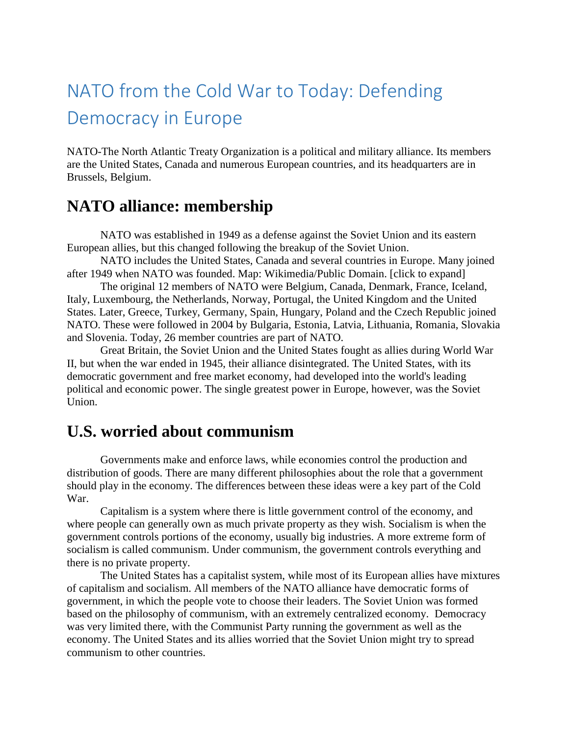# NATO from the Cold War to Today: Defending Democracy in Europe

NATO-The North Atlantic Treaty Organization is a political and military alliance. Its members are the United States, Canada and numerous European countries, and its headquarters are in Brussels, Belgium.

## NATO alliance: membership

NATO was established in 1949 as a defense against the Soviet Union and its eastern European allies, but this changed following the breakup of the Soviet Union.

NATO includes the United States, Canada and several countries in Europe. Many joined after 1949 when NATO was founded. Map: Wikimedia/Public Domain. [click to expand]

The original 12 members of NATO were Belgium, Canada, Denmark, France, Iceland, Italy, Luxembourg, the Netherlands, Norway, Portugal, the United Kingdom and the United States. Later, Greece, Turkey, Germany, Spain, Hungary, Poland and the Czech Republic joined NATO. These were followed in 2004 by Bulgaria, Estonia, Latvia, Lithuania, Romania, Slovakia and Slovenia. Today, 26 member countries are part of NATO.

Great Britain, the Soviet Union and the United States fought as allies during World War II, but when the war ended in 1945, their alliance disintegrated. The United States, with its democratic government and free market economy, had developed into the world's leading political and economic power. The single greatest power in Europe, however, was the Soviet Union.

## U.S. worried about communism

Governments make and enforce laws, while economies control the production and distribution of goods. There are many different philosophies about the role that a government should play in the economy. The differences between these ideas were a key part of the Cold War.

Capitalism is a system where there is little government control of the economy, and where people can generally own as much private property as they wish. Socialism is when the government controls portions of the economy, usually big industries. A more extreme form of socialism is called communism. Under communism, the government controls everything and there is no private property.

The United States has a capitalist system, while most of its European allies have mixtures of capitalism and socialism. All members of the NATO alliance have democratic forms of government, in which the people vote to choose their leaders. The Soviet Union was formed based on the philosophy of communism, with an extremely centralized economy. Democracy was very limited there, with the Communist Party running the government as well as the economy. The United States and its allies worried that the Soviet Union might try to spread communism to other countries.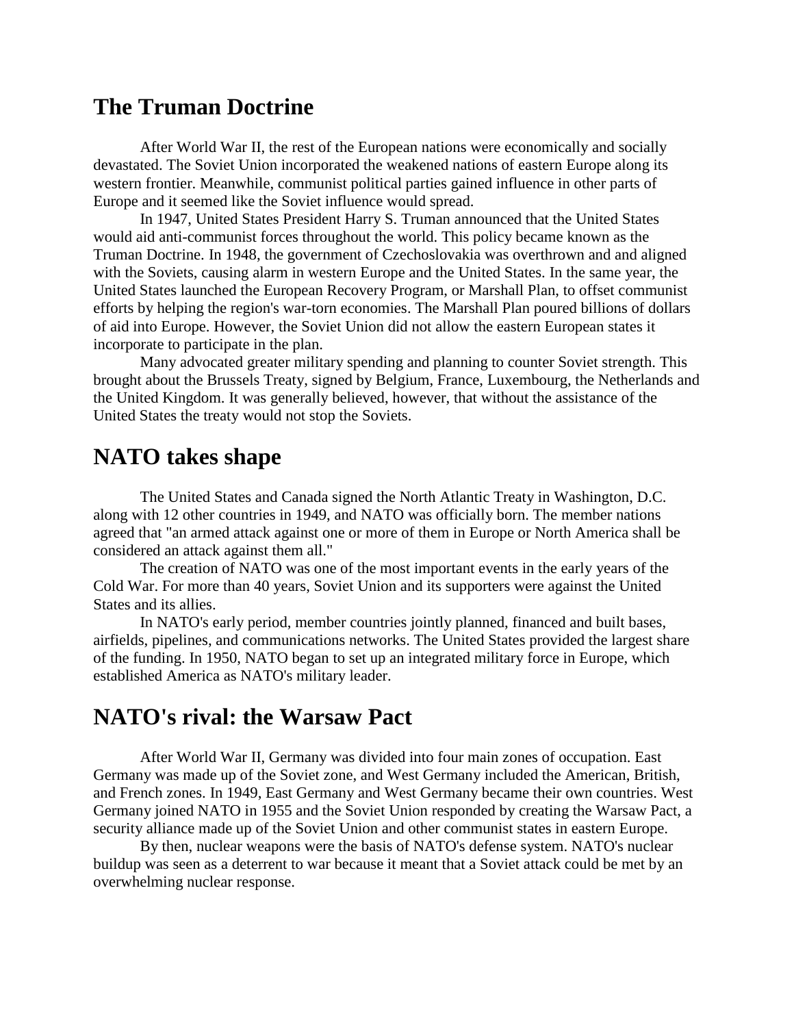## The Truman Doctrine

After World War II, the rest of the European nations were economically and socially devastated. The Soviet Union incorporated the weakened nations of eastern Europe along its western frontier. Meanwhile, communist political parties gained influence in other parts of Europe and it seemed like the Soviet influence would spread.

In 1947, United States President Harry S. Truman announced that the United States would aid anti-communist forces throughout the world. This policy became known as the Truman Doctrine. In 1948, the government of Czechoslovakia was overthrown and and aligned with the Soviets, causing alarm in western Europe and the United States. In the same year, the United States launched the European Recovery Program, or Marshall Plan, to offset communist efforts by helping the region's war-torn economies. The Marshall Plan poured billions of dollars of aid into Europe. However, the Soviet Union did not allow the eastern European states it incorporate to participate in the plan.

Many advocated greater military spending and planning to counter Soviet strength. This brought about the Brussels Treaty, signed by Belgium, France, Luxembourg, the Netherlands and the United Kingdom. It was generally believed, however, that without the assistance of the United States the treaty would not stop the Soviets.

## NATO takes shape

The United States and Canada signed the North Atlantic Treaty in Washington, D.C. along with 12 other countries in 1949, and NATO was officially born. The member nations agreed that "an armed attack against one or more of them in Europe or North America shall be considered an attack against them all."

The creation of NATO was one of the most important events in the early years of the Cold War. For more than 40 years, Soviet Union and its supporters were against the United States and its allies.

In NATO's early period, member countries jointly planned, financed and built bases, airfields, pipelines, and communications networks. The United States provided the largest share of the funding. In 1950, NATO began to set up an integrated military force in Europe, which established America as NATO's military leader.

## NATO's rival: the Warsaw Pact

After World War II, Germany was divided into four main zones of occupation. East Germany was made up of the Soviet zone, and West Germany included the American, British, and French zones. In 1949, East Germany and West Germany became their own countries. West Germany joined NATO in 1955 and the Soviet Union responded by creating the Warsaw Pact, a security alliance made up of the Soviet Union and other communist states in eastern Europe.

By then, nuclear weapons were the basis of NATO's defense system. NATO's nuclear buildup was seen as a deterrent to war because it meant that a Soviet attack could be met by an overwhelming nuclear response.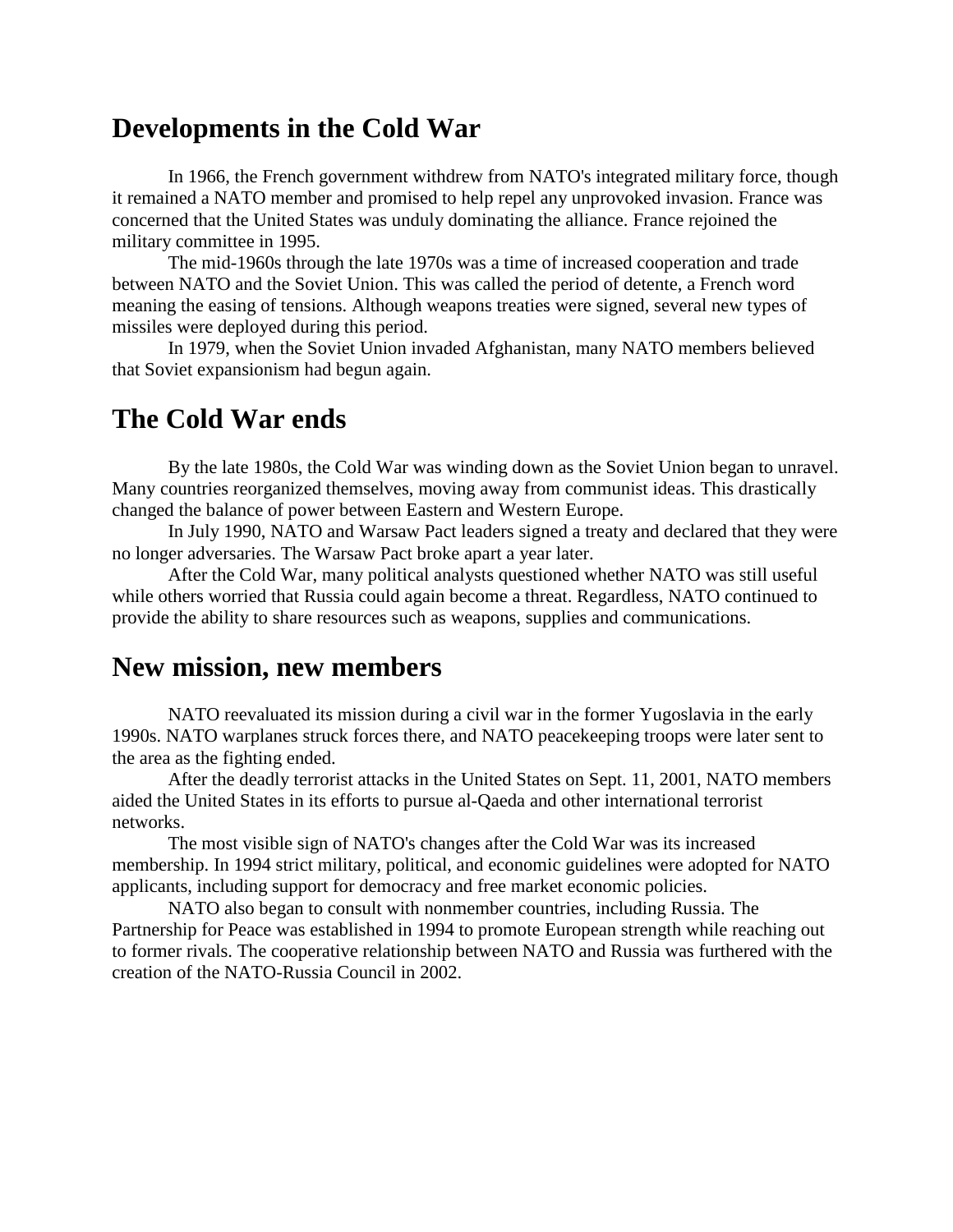## Developments in the Cold War

In 1966, the French government withdrew from NATO's integrated military force, though it remained a NATO member and promised to help repel any unprovoked invasion. France was concerned that the United States was unduly dominating the alliance. France rejoined the military committee in 1995.

The mid-1960s through the late 1970s was a time of increased cooperation and trade between NATO and the Soviet Union. This was called the period of detente, a French word meaning the easing of tensions. Although weapons treaties were signed, several new types of missiles were deployed during this period.

In 1979, when the Soviet Union invaded Afghanistan, many NATO members believed that Soviet expansionism had begun again.

## The Cold War ends

By the late 1980s, the Cold War was winding down as the Soviet Union began to unravel. Many countries reorganized themselves, moving away from communist ideas. This drastically changed the balance of power between Eastern and Western Europe.

In July 1990, NATO and Warsaw Pact leaders signed a treaty and declared that they were no longer adversaries. The Warsaw Pact broke apart a year later.

After the Cold War, many political analysts questioned whether NATO was still useful while others worried that Russia could again become a threat. Regardless, NATO continued to provide the ability to share resources such as weapons, supplies and communications.

## New mission, new members

NATO reevaluated its mission during a civil war in the former Yugoslavia in the early 1990s. NATO warplanes struck forces there, and NATO peacekeeping troops were later sent to the area as the fighting ended.

After the deadly terrorist attacks in the United States on Sept. 11, 2001, NATO members aided the United States in its efforts to pursue al-Qaeda and other international terrorist networks.

The most visible sign of NATO's changes after the Cold War was its increased membership. In 1994 strict military, political, and economic guidelines were adopted for NATO applicants, including support for democracy and free market economic policies.

NATO also began to consult with nonmember countries, including Russia. The Partnership for Peace was established in 1994 to promote European strength while reaching out to former rivals. The cooperative relationship between NATO and Russia was furthered with the creation of the NATO-Russia Council in 2002.